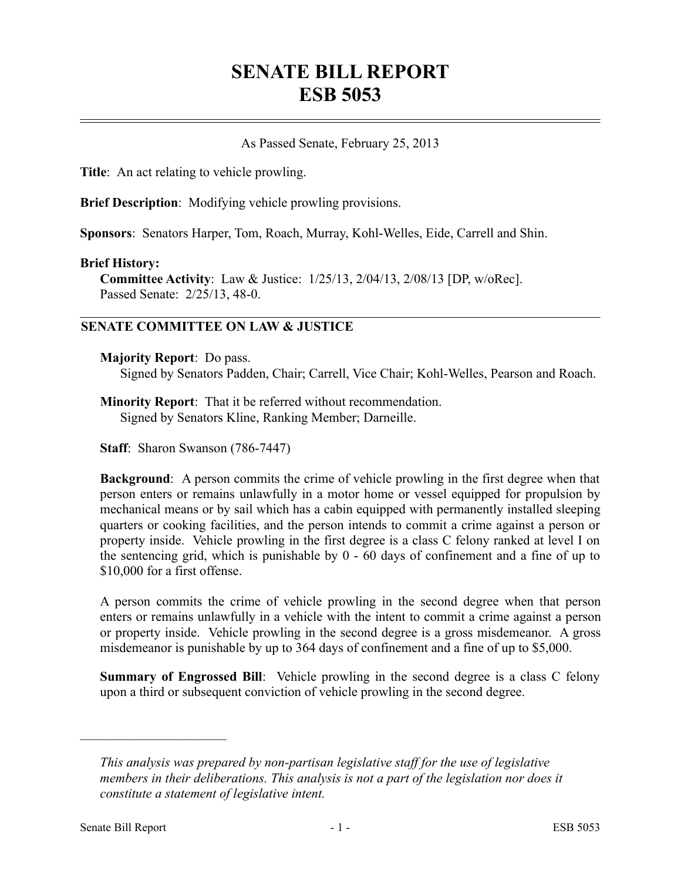# SENATE BILL REPORT
# ESB 5053

As Passed Senate, February 25, 2013

**Title**: An act relating to vehicle prowling.

**Brief Description**: Modifying vehicle prowling provisions.

**Sponsors**: Senators Harper, Tom, Roach, Murray, Kohl-Welles, Eide, Carrell and Shin.

**Brief History:**

**Committee Activity**: Law & Justice: 1/25/13, 2/04/13, 2/08/13 [DP, w/oRec].
Passed Senate: 2/25/13, 48-0.

## SENATE COMMITTEE ON LAW & JUSTICE

**Majority Report**: Do pass.
Signed by Senators Padden, Chair; Carrell, Vice Chair; Kohl-Welles, Pearson and Roach.

**Minority Report**: That it be referred without recommendation.
Signed by Senators Kline, Ranking Member; Darneille.

**Staff**: Sharon Swanson (786-7447)

**Background**: A person commits the crime of vehicle prowling in the first degree when that person enters or remains unlawfully in a motor home or vessel equipped for propulsion by mechanical means or by sail which has a cabin equipped with permanently installed sleeping quarters or cooking facilities, and the person intends to commit a crime against a person or property inside. Vehicle prowling in the first degree is a class C felony ranked at level I on the sentencing grid, which is punishable by 0 - 60 days of confinement and a fine of up to $10,000 for a first offense.

A person commits the crime of vehicle prowling in the second degree when that person enters or remains unlawfully in a vehicle with the intent to commit a crime against a person or property inside. Vehicle prowling in the second degree is a gross misdemeanor. A gross misdemeanor is punishable by up to 364 days of confinement and a fine of up to $5,000.

**Summary of Engrossed Bill**: Vehicle prowling in the second degree is a class C felony upon a third or subsequent conviction of vehicle prowling in the second degree.

---

*This analysis was prepared by non-partisan legislative staff for the use of legislative members in their deliberations. This analysis is not a part of the legislation nor does it constitute a statement of legislative intent.*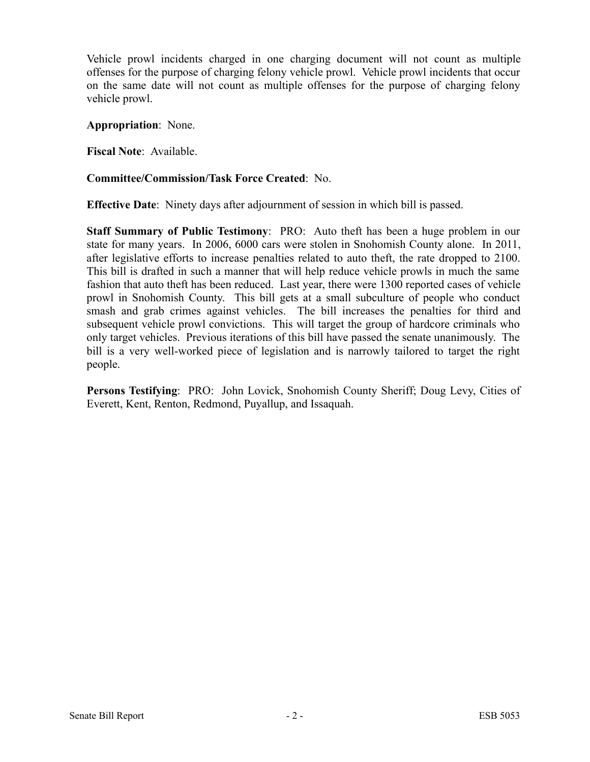Vehicle prowl incidents charged in one charging document will not count as multiple offenses for the purpose of charging felony vehicle prowl. Vehicle prowl incidents that occur on the same date will not count as multiple offenses for the purpose of charging felony vehicle prowl.

**Appropriation**: None.

**Fiscal Note**: Available.

**Committee/Commission/Task Force Created**: No.

**Effective Date**: Ninety days after adjournment of session in which bill is passed.

**Staff Summary of Public Testimony**: PRO: Auto theft has been a huge problem in our state for many years. In 2006, 6000 cars were stolen in Snohomish County alone. In 2011, after legislative efforts to increase penalties related to auto theft, the rate dropped to 2100. This bill is drafted in such a manner that will help reduce vehicle prowls in much the same fashion that auto theft has been reduced. Last year, there were 1300 reported cases of vehicle prowl in Snohomish County. This bill gets at a small subculture of people who conduct smash and grab crimes against vehicles. The bill increases the penalties for third and subsequent vehicle prowl convictions. This will target the group of hardcore criminals who only target vehicles. Previous iterations of this bill have passed the senate unanimously. The bill is a very well-worked piece of legislation and is narrowly tailored to target the right people.

**Persons Testifying**: PRO: John Lovick, Snohomish County Sheriff; Doug Levy, Cities of Everett, Kent, Renton, Redmond, Puyallup, and Issaquah.